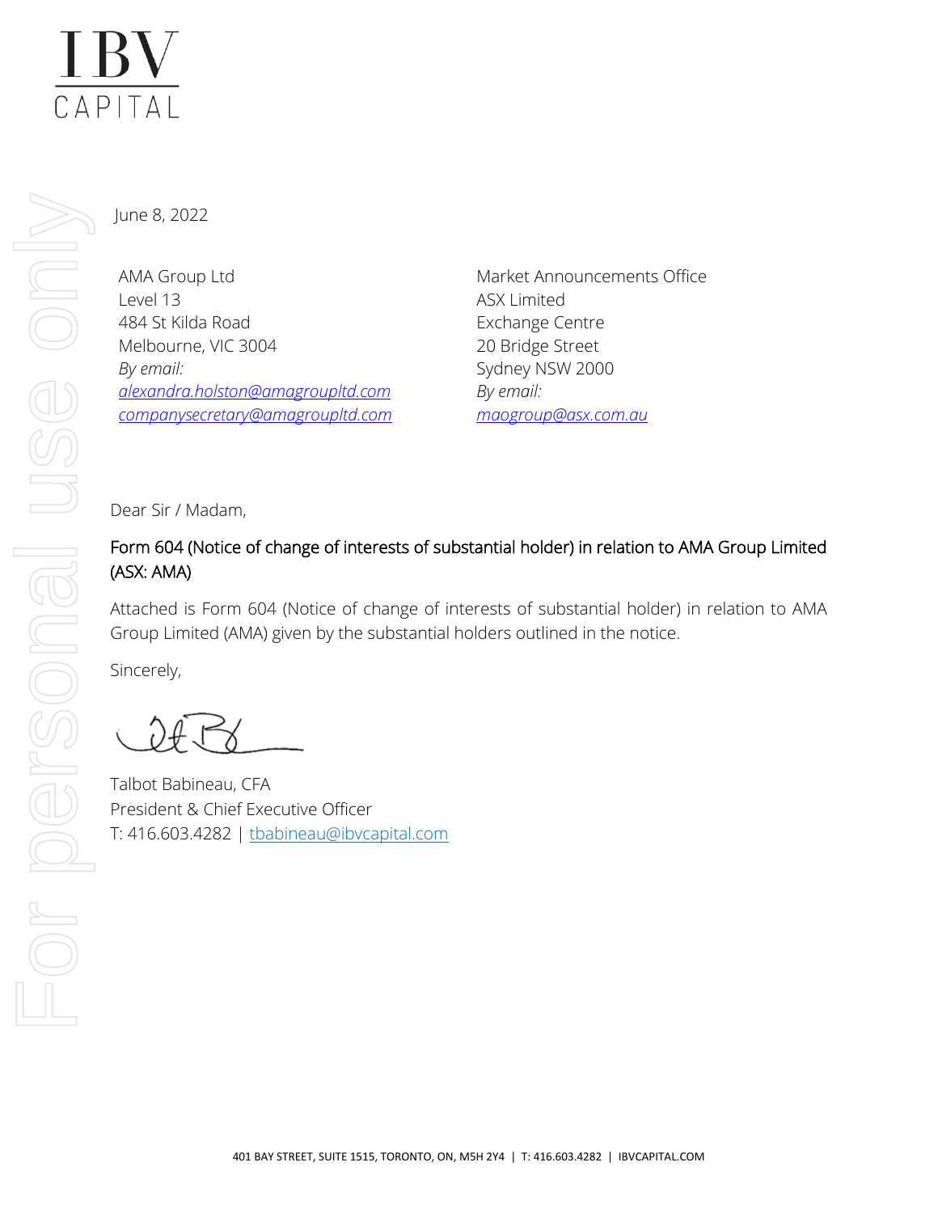IBV CAPITAL

June 8, 2022

AMA Group Ltd
Level 13
484 St Kilda Road
Melbourne, VIC 3004
*By email:*
*alexandra.holston@amagroupltd.com*
*companysecretary@amagroupltd.com*

Market Announcements Office
ASX Limited
Exchange Centre
20 Bridge Street
Sydney NSW 2000
*By email:*
*maogroup@asx.com.au*

Dear Sir / Madam,

**Form 604 (Notice of change of interests of substantial holder) in relation to AMA Group Limited (ASX: AMA)**

Attached is Form 604 (Notice of change of interests of substantial holder) in relation to AMA Group Limited (AMA) given by the substantial holders outlined in the notice.

Sincerely,

Talbot Babineau, CFA
President & Chief Executive Officer
T: 416.603.4282 | tbabineau@ibvcapital.com

401 BAY STREET, SUITE 1515, TORONTO, ON, M5H 2Y4 | T: 416.603.4282 | IBVCAPITAL.COM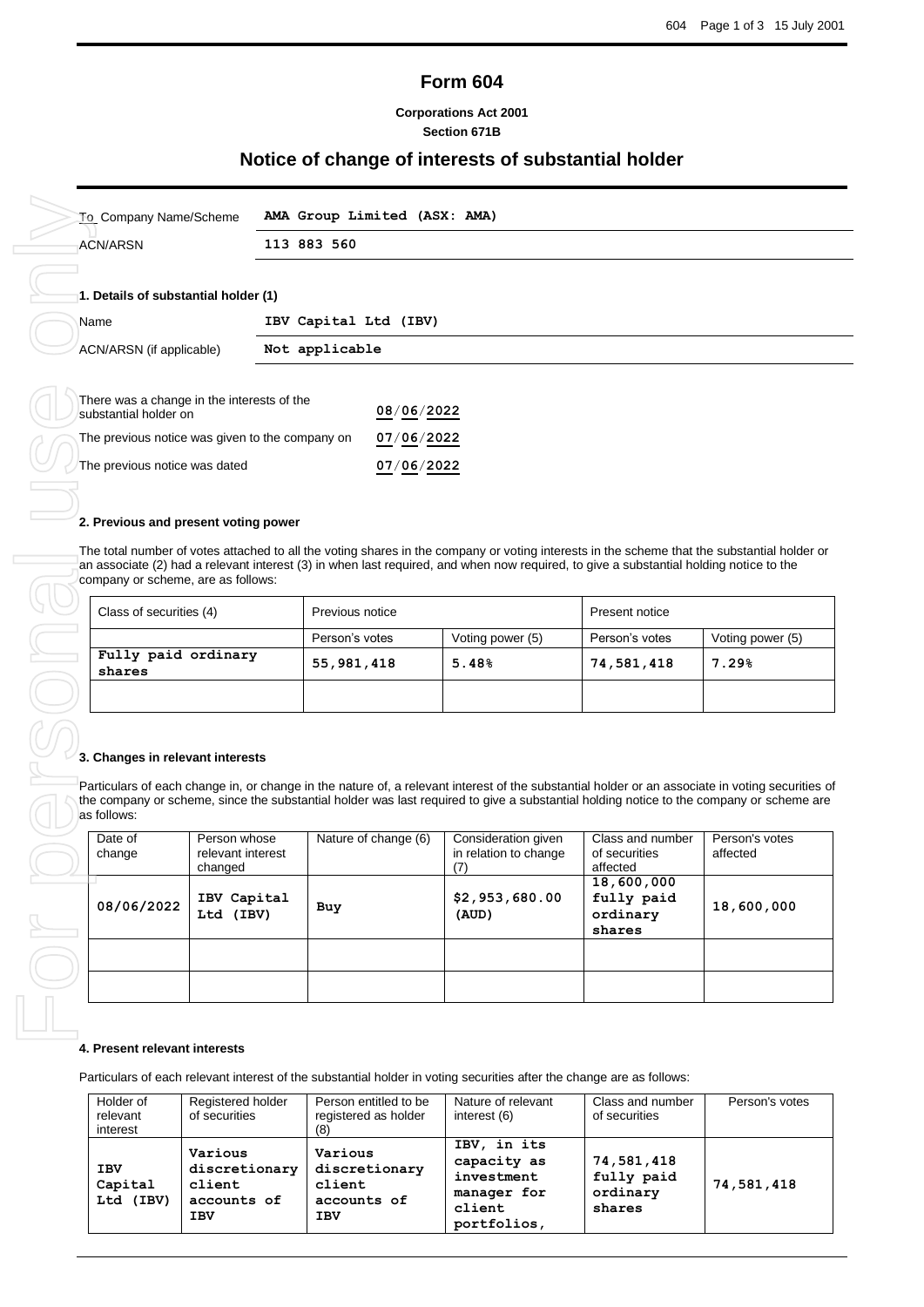# Form 604

**Corporations Act 2001**
**Section 671B**

## Notice of change of interests of substantial holder

| To Company Name/Scheme | **AMA Group Limited (ASX: AMA)** |
|---|---|
| ACN/ARSN | **113 883 560** |

### 1. Details of substantial holder (1)

| Name | **IBV Capital Ltd (IBV)** |
|---|---|
| ACN/ARSN (if applicable) | **Not applicable** |

| | |
|---|---|
| There was a change in the interests of the substantial holder on | 08/06/2022 |
| The previous notice was given to the company on | 07/06/2022 |
| The previous notice was dated | 07/06/2022 |

### 2. Previous and present voting power

The total number of votes attached to all the voting shares in the company or voting interests in the scheme that the substantial holder or an associate (2) had a relevant interest (3) in when last required, and when now required, to give a substantial holding notice to the company or scheme, are as follows:

| Class of securities (4) | Previous notice | | Present notice | |
|---|---|---|---|---|
| | Person's votes | Voting power (5) | Person's votes | Voting power (5) |
| **Fully paid ordinary shares** | **55,981,418** | **5.48%** | **74,581,418** | **7.29%** |
| | | | | |

### 3. Changes in relevant interests

Particulars of each change in, or change in the nature of, a relevant interest of the substantial holder or an associate in voting securities of the company or scheme, since the substantial holder was last required to give a substantial holding notice to the company or scheme are as follows:

| Date of change | Person whose relevant interest changed | Nature of change (6) | Consideration given in relation to change (7) | Class and number of securities affected | Person's votes affected |
|---|---|---|---|---|---|
| **08/06/2022** | **IBV Capital Ltd (IBV)** | **Buy** | **$2,953,680.00 (AUD)** | **18,600,000 fully paid ordinary shares** | **18,600,000** |
| | | | | | |
| | | | | | |

### 4. Present relevant interests

Particulars of each relevant interest of the substantial holder in voting securities after the change are as follows:

| Holder of relevant interest | Registered holder of securities | Person entitled to be registered as holder (8) | Nature of relevant interest (6) | Class and number of securities | Person's votes |
|---|---|---|---|---|---|
| **IBV Capital Ltd (IBV)** | **Various discretionary client accounts of IBV** | **Various discretionary client accounts of IBV** | **IBV, in its capacity as investment manager for client portfolios,** | **74,581,418 fully paid ordinary shares** | **74,581,418** |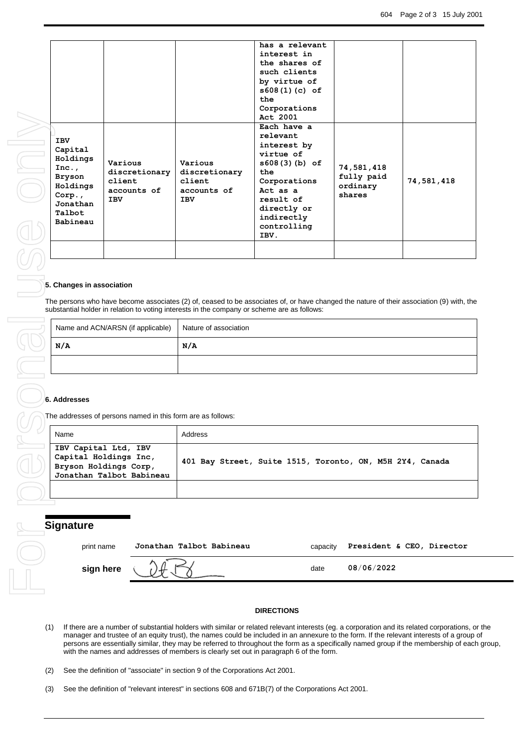| | | | has a relevant interest in the shares of such clients by virtue of s608(1)(c) of the Corporations Act 2001 | | |
|---|---|---|---|---|---|
| **IBV Capital Holdings Inc., Bryson Holdings Corp., Jonathan Talbot Babineau** | **Various discretionary client accounts of IBV** | **Various discretionary client accounts of IBV** | **Each have a relevant interest by virtue of s608(3)(b) of the Corporations Act as a result of directly or indirectly controlling IBV.** | **74,581,418 fully paid ordinary shares** | **74,581,418** |
| | | | | | |

### 5. Changes in association

The persons who have become associates (2) of, ceased to be associates of, or have changed the nature of their association (9) with, the substantial holder in relation to voting interests in the company or scheme are as follows:

| Name and ACN/ARSN (if applicable) | Nature of association |
|---|---|
| **N/A** | **N/A** |
| | |

### 6. Addresses

The addresses of persons named in this form are as follows:

| Name | Address |
|---|---|
| **IBV Capital Ltd, IBV Capital Holdings Inc, Bryson Holdings Corp, Jonathan Talbot Babineau** | **401 Bay Street, Suite 1515, Toronto, ON, M5H 2Y4, Canada** |
| | |

## Signature

print name **Jonathan Talbot Babineau** capacity **President & CEO, Director**

sign here [signature] date **08/06/2022**

**DIRECTIONS**

(1) If there are a number of substantial holders with similar or related relevant interests (eg. a corporation and its related corporations, or the manager and trustee of an equity trust), the names could be included in an annexure to the form. If the relevant interests of a group of persons are essentially similar, they may be referred to throughout the form as a specifically named group if the membership of each group, with the names and addresses of members is clearly set out in paragraph 6 of the form.

(2) See the definition of "associate" in section 9 of the Corporations Act 2001.

(3) See the definition of "relevant interest" in sections 608 and 671B(7) of the Corporations Act 2001.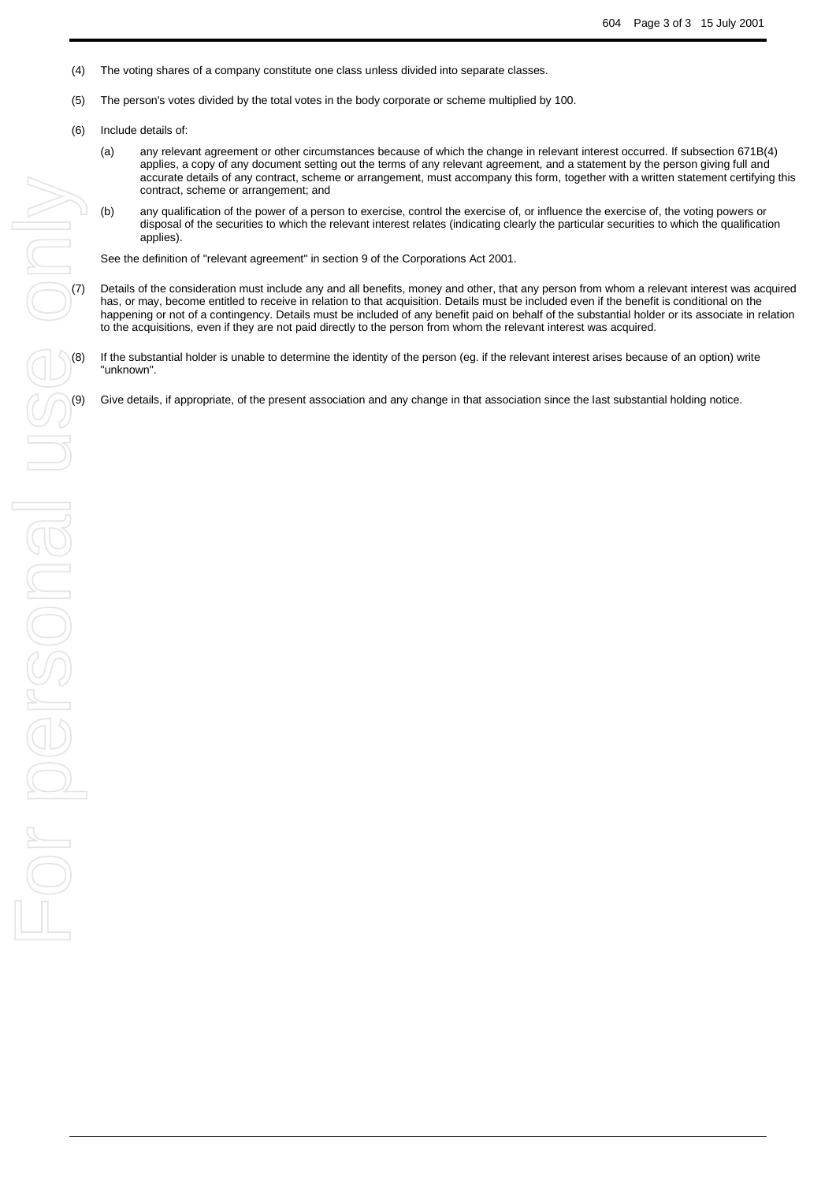(4) The voting shares of a company constitute one class unless divided into separate classes.

(5) The person's votes divided by the total votes in the body corporate or scheme multiplied by 100.

(6) Include details of:

(a) any relevant agreement or other circumstances because of which the change in relevant interest occurred. If subsection 671B(4) applies, a copy of any document setting out the terms of any relevant agreement, and a statement by the person giving full and accurate details of any contract, scheme or arrangement, must accompany this form, together with a written statement certifying this contract, scheme or arrangement; and

(b) any qualification of the power of a person to exercise, control the exercise of, or influence the exercise of, the voting powers or disposal of the securities to which the relevant interest relates (indicating clearly the particular securities to which the qualification applies).

See the definition of "relevant agreement" in section 9 of the Corporations Act 2001.

(7) Details of the consideration must include any and all benefits, money and other, that any person from whom a relevant interest was acquired has, or may, become entitled to receive in relation to that acquisition. Details must be included even if the benefit is conditional on the happening or not of a contingency. Details must be included of any benefit paid on behalf of the substantial holder or its associate in relation to the acquisitions, even if they are not paid directly to the person from whom the relevant interest was acquired.

(8) If the substantial holder is unable to determine the identity of the person (eg. if the relevant interest arises because of an option) write "unknown".

(9) Give details, if appropriate, of the present association and any change in that association since the last substantial holding notice.